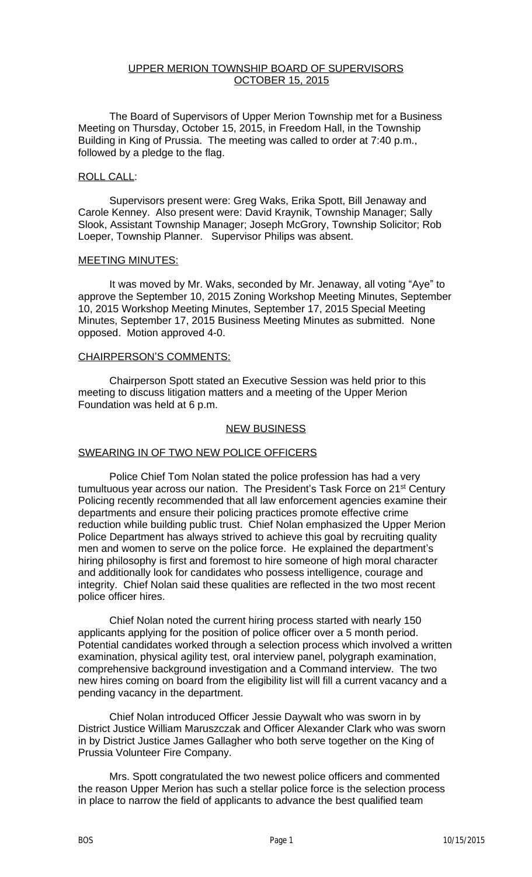# UPPER MERION TOWNSHIP BOARD OF SUPERVISORS
## OCTOBER 15, 2015

The Board of Supervisors of Upper Merion Township met for a Business Meeting on Thursday, October 15, 2015, in Freedom Hall, in the Township Building in King of Prussia. The meeting was called to order at 7:40 p.m., followed by a pledge to the flag.

### ROLL CALL:

Supervisors present were: Greg Waks, Erika Spott, Bill Jenaway and Carole Kenney. Also present were: David Kraynik, Township Manager; Sally Slook, Assistant Township Manager; Joseph McGrory, Township Solicitor; Rob Loeper, Township Planner. Supervisor Philips was absent.

### MEETING MINUTES:

It was moved by Mr. Waks, seconded by Mr. Jenaway, all voting "Aye" to approve the September 10, 2015 Zoning Workshop Meeting Minutes, September 10, 2015 Workshop Meeting Minutes, September 17, 2015 Special Meeting Minutes, September 17, 2015 Business Meeting Minutes as submitted. None opposed. Motion approved 4-0.

### CHAIRPERSON'S COMMENTS:

Chairperson Spott stated an Executive Session was held prior to this meeting to discuss litigation matters and a meeting of the Upper Merion Foundation was held at 6 p.m.

## NEW BUSINESS

### SWEARING IN OF TWO NEW POLICE OFFICERS

Police Chief Tom Nolan stated the police profession has had a very tumultuous year across our nation. The President's Task Force on 21st Century Policing recently recommended that all law enforcement agencies examine their departments and ensure their policing practices promote effective crime reduction while building public trust. Chief Nolan emphasized the Upper Merion Police Department has always strived to achieve this goal by recruiting quality men and women to serve on the police force. He explained the department's hiring philosophy is first and foremost to hire someone of high moral character and additionally look for candidates who possess intelligence, courage and integrity. Chief Nolan said these qualities are reflected in the two most recent police officer hires.

Chief Nolan noted the current hiring process started with nearly 150 applicants applying for the position of police officer over a 5 month period. Potential candidates worked through a selection process which involved a written examination, physical agility test, oral interview panel, polygraph examination, comprehensive background investigation and a Command interview. The two new hires coming on board from the eligibility list will fill a current vacancy and a pending vacancy in the department.

Chief Nolan introduced Officer Jessie Daywalt who was sworn in by District Justice William Maruszczak and Officer Alexander Clark who was sworn in by District Justice James Gallagher who both serve together on the King of Prussia Volunteer Fire Company.

Mrs. Spott congratulated the two newest police officers and commented the reason Upper Merion has such a stellar police force is the selection process in place to narrow the field of applicants to advance the best qualified team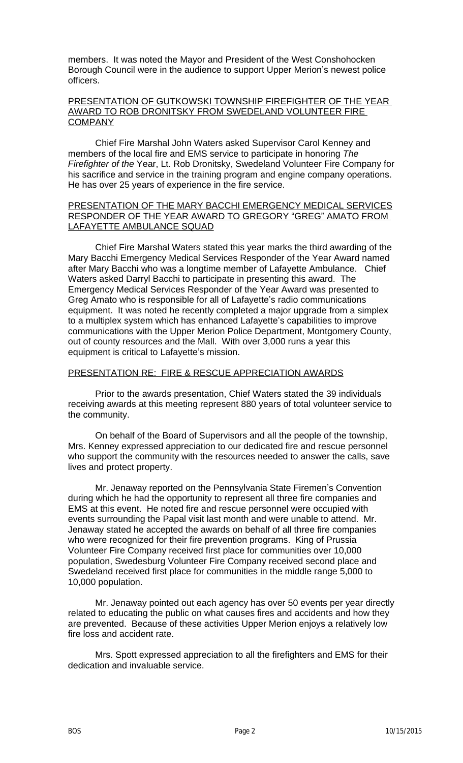members. It was noted the Mayor and President of the West Conshohocken Borough Council were in the audience to support Upper Merion's newest police officers.

PRESENTATION OF GUTKOWSKI TOWNSHIP FIREFIGHTER OF THE YEAR AWARD TO ROB DRONITSKY FROM SWEDELAND VOLUNTEER FIRE COMPANY

Chief Fire Marshal John Waters asked Supervisor Carol Kenney and members of the local fire and EMS service to participate in honoring *The Firefighter of the* Year, Lt. Rob Dronitsky, Swedeland Volunteer Fire Company for his sacrifice and service in the training program and engine company operations. He has over 25 years of experience in the fire service.

PRESENTATION OF THE MARY BACCHI EMERGENCY MEDICAL SERVICES RESPONDER OF THE YEAR AWARD TO GREGORY "GREG" AMATO FROM LAFAYETTE AMBULANCE SQUAD

Chief Fire Marshal Waters stated this year marks the third awarding of the Mary Bacchi Emergency Medical Services Responder of the Year Award named after Mary Bacchi who was a longtime member of Lafayette Ambulance. Chief Waters asked Darryl Bacchi to participate in presenting this award. The Emergency Medical Services Responder of the Year Award was presented to Greg Amato who is responsible for all of Lafayette's radio communications equipment. It was noted he recently completed a major upgrade from a simplex to a multiplex system which has enhanced Lafayette's capabilities to improve communications with the Upper Merion Police Department, Montgomery County, out of county resources and the Mall. With over 3,000 runs a year this equipment is critical to Lafayette's mission.

PRESENTATION RE: FIRE & RESCUE APPRECIATION AWARDS

Prior to the awards presentation, Chief Waters stated the 39 individuals receiving awards at this meeting represent 880 years of total volunteer service to the community.

On behalf of the Board of Supervisors and all the people of the township, Mrs. Kenney expressed appreciation to our dedicated fire and rescue personnel who support the community with the resources needed to answer the calls, save lives and protect property.

Mr. Jenaway reported on the Pennsylvania State Firemen's Convention during which he had the opportunity to represent all three fire companies and EMS at this event. He noted fire and rescue personnel were occupied with events surrounding the Papal visit last month and were unable to attend. Mr. Jenaway stated he accepted the awards on behalf of all three fire companies who were recognized for their fire prevention programs. King of Prussia Volunteer Fire Company received first place for communities over 10,000 population, Swedesburg Volunteer Fire Company received second place and Swedeland received first place for communities in the middle range 5,000 to 10,000 population.

Mr. Jenaway pointed out each agency has over 50 events per year directly related to educating the public on what causes fires and accidents and how they are prevented. Because of these activities Upper Merion enjoys a relatively low fire loss and accident rate.

Mrs. Spott expressed appreciation to all the firefighters and EMS for their dedication and invaluable service.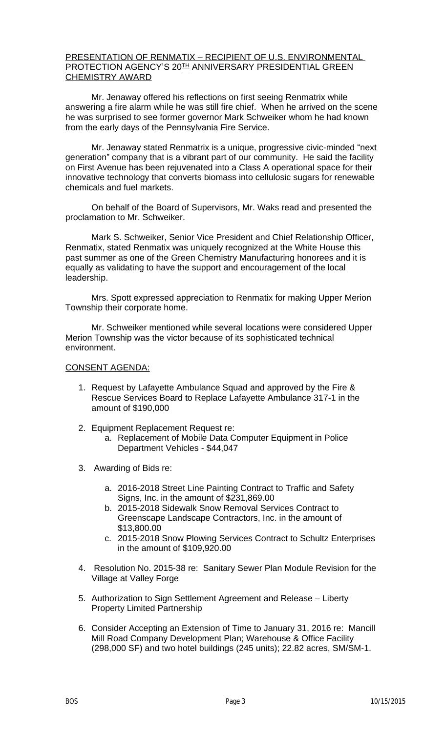## PRESENTATION OF RENMATIX – RECIPIENT OF U.S. ENVIRONMENTAL PROTECTION AGENCY'S 20TH ANNIVERSARY PRESIDENTIAL GREEN CHEMISTRY AWARD

Mr. Jenaway offered his reflections on first seeing Renmatrix while answering a fire alarm while he was still fire chief. When he arrived on the scene he was surprised to see former governor Mark Schweiker whom he had known from the early days of the Pennsylvania Fire Service.

Mr. Jenaway stated Renmatrix is a unique, progressive civic-minded "next generation" company that is a vibrant part of our community. He said the facility on First Avenue has been rejuvenated into a Class A operational space for their innovative technology that converts biomass into cellulosic sugars for renewable chemicals and fuel markets.

On behalf of the Board of Supervisors, Mr. Waks read and presented the proclamation to Mr. Schweiker.

Mark S. Schweiker, Senior Vice President and Chief Relationship Officer, Renmatix, stated Renmatix was uniquely recognized at the White House this past summer as one of the Green Chemistry Manufacturing honorees and it is equally as validating to have the support and encouragement of the local leadership.

Mrs. Spott expressed appreciation to Renmatix for making Upper Merion Township their corporate home.

Mr. Schweiker mentioned while several locations were considered Upper Merion Township was the victor because of its sophisticated technical environment.

## CONSENT AGENDA:

1. Request by Lafayette Ambulance Squad and approved by the Fire & Rescue Services Board to Replace Lafayette Ambulance 317-1 in the amount of $190,000

2. Equipment Replacement Request re:
   a. Replacement of Mobile Data Computer Equipment in Police Department Vehicles - $44,047

3. Awarding of Bids re:
   a. 2016-2018 Street Line Painting Contract to Traffic and Safety Signs, Inc. in the amount of $231,869.00
   b. 2015-2018 Sidewalk Snow Removal Services Contract to Greenscape Landscape Contractors, Inc. in the amount of $13,800.00
   c. 2015-2018 Snow Plowing Services Contract to Schultz Enterprises in the amount of $109,920.00

4. Resolution No. 2015-38 re: Sanitary Sewer Plan Module Revision for the Village at Valley Forge

5. Authorization to Sign Settlement Agreement and Release – Liberty Property Limited Partnership

6. Consider Accepting an Extension of Time to January 31, 2016 re: Mancill Mill Road Company Development Plan; Warehouse & Office Facility (298,000 SF) and two hotel buildings (245 units); 22.82 acres, SM/SM-1.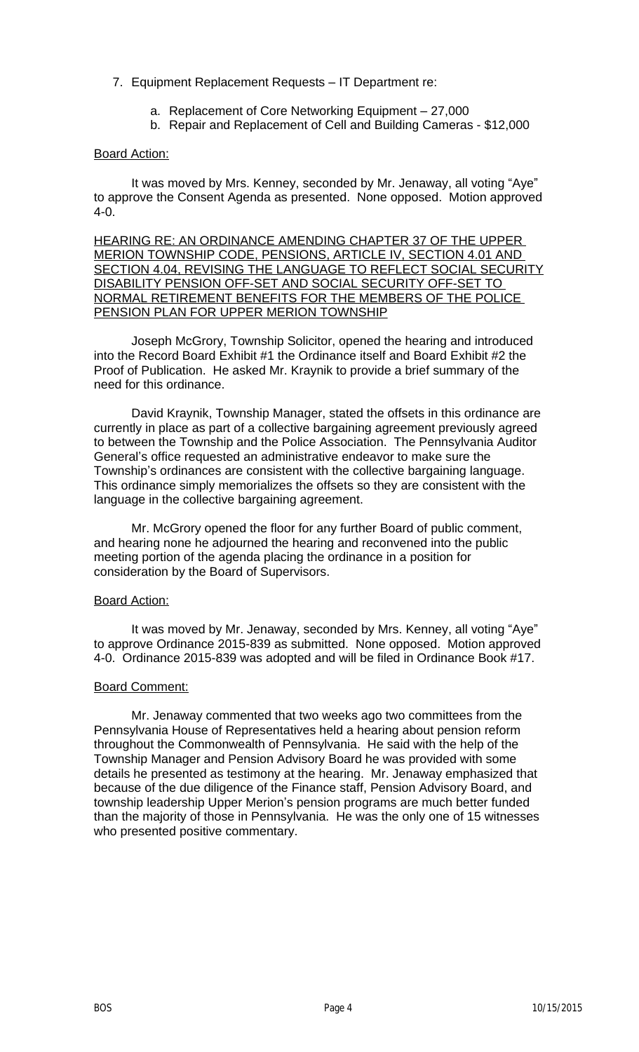7. Equipment Replacement Requests – IT Department re:

    a. Replacement of Core Networking Equipment – 27,000
    b. Repair and Replacement of Cell and Building Cameras - $12,000

<u>Board Action:</u>

It was moved by Mrs. Kenney, seconded by Mr. Jenaway, all voting "Aye" to approve the Consent Agenda as presented. None opposed. Motion approved 4-0.

<u>HEARING RE: AN ORDINANCE AMENDING CHAPTER 37 OF THE UPPER MERION TOWNSHIP CODE, PENSIONS, ARTICLE IV, SECTION 4.01 AND SECTION 4.04, REVISING THE LANGUAGE TO REFLECT SOCIAL SECURITY DISABILITY PENSION OFF-SET AND SOCIAL SECURITY OFF-SET TO NORMAL RETIREMENT BENEFITS FOR THE MEMBERS OF THE POLICE PENSION PLAN FOR UPPER MERION TOWNSHIP</u>

Joseph McGrory, Township Solicitor, opened the hearing and introduced into the Record Board Exhibit #1 the Ordinance itself and Board Exhibit #2 the Proof of Publication. He asked Mr. Kraynik to provide a brief summary of the need for this ordinance.

David Kraynik, Township Manager, stated the offsets in this ordinance are currently in place as part of a collective bargaining agreement previously agreed to between the Township and the Police Association. The Pennsylvania Auditor General's office requested an administrative endeavor to make sure the Township's ordinances are consistent with the collective bargaining language. This ordinance simply memorializes the offsets so they are consistent with the language in the collective bargaining agreement.

Mr. McGrory opened the floor for any further Board of public comment, and hearing none he adjourned the hearing and reconvened into the public meeting portion of the agenda placing the ordinance in a position for consideration by the Board of Supervisors.

<u>Board Action:</u>

It was moved by Mr. Jenaway, seconded by Mrs. Kenney, all voting "Aye" to approve Ordinance 2015-839 as submitted. None opposed. Motion approved 4-0. Ordinance 2015-839 was adopted and will be filed in Ordinance Book #17.

<u>Board Comment:</u>

Mr. Jenaway commented that two weeks ago two committees from the Pennsylvania House of Representatives held a hearing about pension reform throughout the Commonwealth of Pennsylvania. He said with the help of the Township Manager and Pension Advisory Board he was provided with some details he presented as testimony at the hearing. Mr. Jenaway emphasized that because of the due diligence of the Finance staff, Pension Advisory Board, and township leadership Upper Merion's pension programs are much better funded than the majority of those in Pennsylvania. He was the only one of 15 witnesses who presented positive commentary.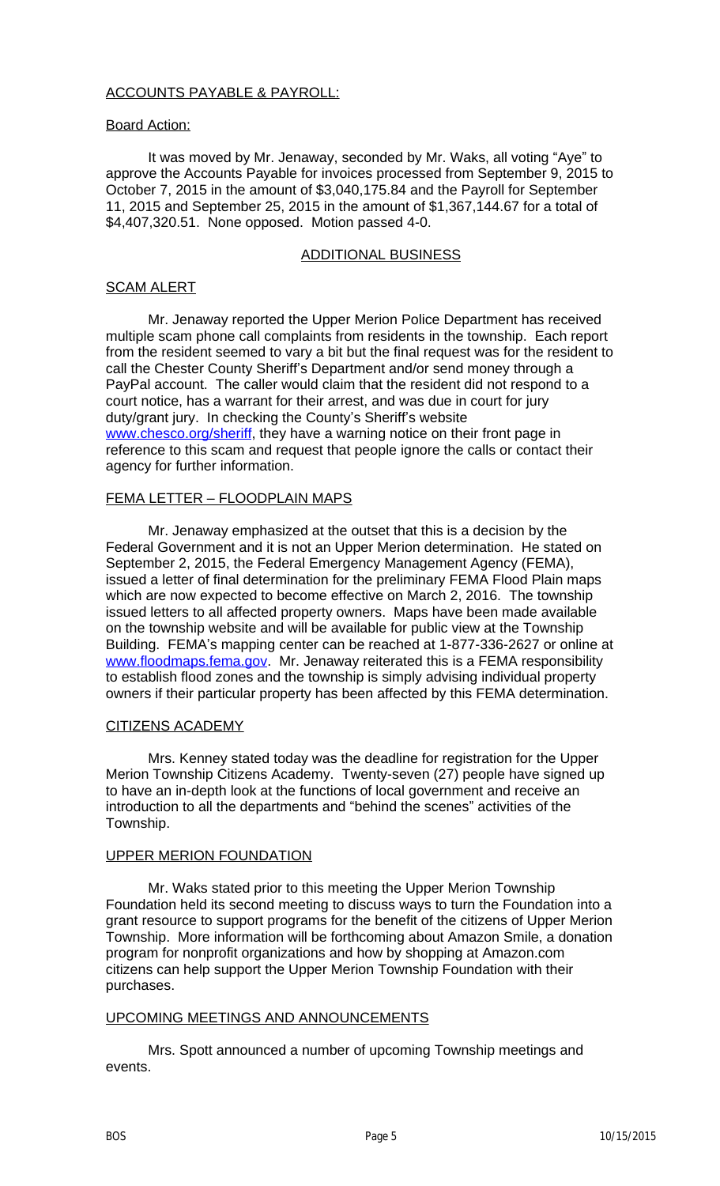ACCOUNTS PAYABLE & PAYROLL:

Board Action:

It was moved by Mr. Jenaway, seconded by Mr. Waks, all voting "Aye" to approve the Accounts Payable for invoices processed from September 9, 2015 to October 7, 2015 in the amount of $3,040,175.84 and the Payroll for September 11, 2015 and September 25, 2015 in the amount of $1,367,144.67 for a total of $4,407,320.51. None opposed. Motion passed 4-0.

## ADDITIONAL BUSINESS

SCAM ALERT

Mr. Jenaway reported the Upper Merion Police Department has received multiple scam phone call complaints from residents in the township. Each report from the resident seemed to vary a bit but the final request was for the resident to call the Chester County Sheriff's Department and/or send money through a PayPal account. The caller would claim that the resident did not respond to a court notice, has a warrant for their arrest, and was due in court for jury duty/grant jury. In checking the County's Sheriff's website www.chesco.org/sheriff, they have a warning notice on their front page in reference to this scam and request that people ignore the calls or contact their agency for further information.

FEMA LETTER – FLOODPLAIN MAPS

Mr. Jenaway emphasized at the outset that this is a decision by the Federal Government and it is not an Upper Merion determination. He stated on September 2, 2015, the Federal Emergency Management Agency (FEMA), issued a letter of final determination for the preliminary FEMA Flood Plain maps which are now expected to become effective on March 2, 2016. The township issued letters to all affected property owners. Maps have been made available on the township website and will be available for public view at the Township Building. FEMA's mapping center can be reached at 1-877-336-2627 or online at www.floodmaps.fema.gov. Mr. Jenaway reiterated this is a FEMA responsibility to establish flood zones and the township is simply advising individual property owners if their particular property has been affected by this FEMA determination.

CITIZENS ACADEMY

Mrs. Kenney stated today was the deadline for registration for the Upper Merion Township Citizens Academy. Twenty-seven (27) people have signed up to have an in-depth look at the functions of local government and receive an introduction to all the departments and "behind the scenes" activities of the Township.

UPPER MERION FOUNDATION

Mr. Waks stated prior to this meeting the Upper Merion Township Foundation held its second meeting to discuss ways to turn the Foundation into a grant resource to support programs for the benefit of the citizens of Upper Merion Township. More information will be forthcoming about Amazon Smile, a donation program for nonprofit organizations and how by shopping at Amazon.com citizens can help support the Upper Merion Township Foundation with their purchases.

UPCOMING MEETINGS AND ANNOUNCEMENTS

Mrs. Spott announced a number of upcoming Township meetings and events.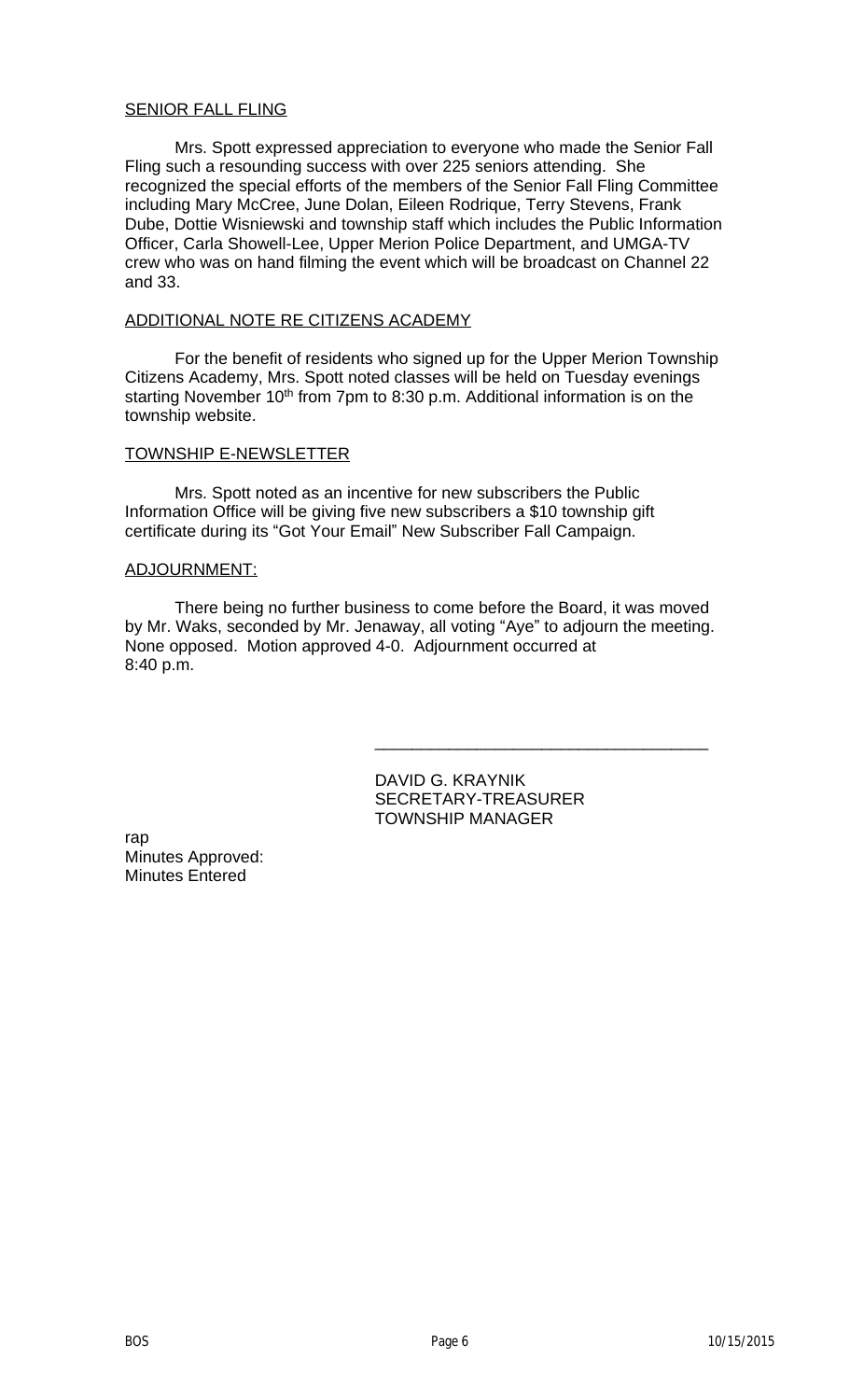SENIOR FALL FLING

Mrs. Spott expressed appreciation to everyone who made the Senior Fall Fling such a resounding success with over 225 seniors attending. She recognized the special efforts of the members of the Senior Fall Fling Committee including Mary McCree, June Dolan, Eileen Rodrique, Terry Stevens, Frank Dube, Dottie Wisniewski and township staff which includes the Public Information Officer, Carla Showell-Lee, Upper Merion Police Department, and UMGA-TV crew who was on hand filming the event which will be broadcast on Channel 22 and 33.

ADDITIONAL NOTE RE CITIZENS ACADEMY

For the benefit of residents who signed up for the Upper Merion Township Citizens Academy, Mrs. Spott noted classes will be held on Tuesday evenings starting November 10th from 7pm to 8:30 p.m. Additional information is on the township website.

TOWNSHIP E-NEWSLETTER

Mrs. Spott noted as an incentive for new subscribers the Public Information Office will be giving five new subscribers a $10 township gift certificate during its "Got Your Email" New Subscriber Fall Campaign.

ADJOURNMENT:

There being no further business to come before the Board, it was moved by Mr. Waks, seconded by Mr. Jenaway, all voting "Aye" to adjourn the meeting. None opposed. Motion approved 4-0. Adjournment occurred at 8:40 p.m.

\_\_\_\_\_\_\_\_\_\_\_\_\_\_\_\_\_\_\_\_\_\_\_\_\_\_\_\_\_\_\_\_\_\_\_\_

DAVID G. KRAYNIK
SECRETARY-TREASURER
TOWNSHIP MANAGER

rap
Minutes Approved:
Minutes Entered